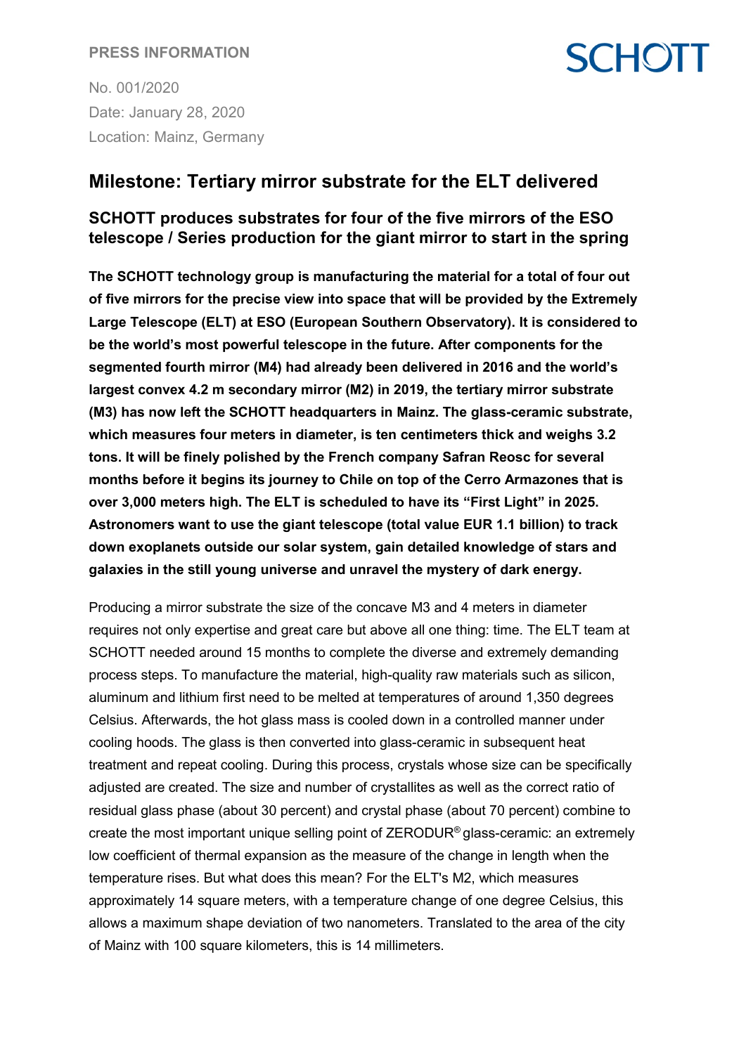PRESS INFORMATION

No. 001/2020
Date: January 28, 2020
Location: Mainz, Germany

# Milestone: Tertiary mirror substrate for the ELT delivered

## SCHOTT produces substrates for four of the five mirrors of the ESO telescope / Series production for the giant mirror to start in the spring

**The SCHOTT technology group is manufacturing the material for a total of four out of five mirrors for the precise view into space that will be provided by the Extremely Large Telescope (ELT) at ESO (European Southern Observatory). It is considered to be the world's most powerful telescope in the future. After components for the segmented fourth mirror (M4) had already been delivered in 2016 and the world's largest convex 4.2 m secondary mirror (M2) in 2019, the tertiary mirror substrate (M3) has now left the SCHOTT headquarters in Mainz. The glass-ceramic substrate, which measures four meters in diameter, is ten centimeters thick and weighs 3.2 tons. It will be finely polished by the French company Safran Reosc for several months before it begins its journey to Chile on top of the Cerro Armazones that is over 3,000 meters high. The ELT is scheduled to have its "First Light" in 2025. Astronomers want to use the giant telescope (total value EUR 1.1 billion) to track down exoplanets outside our solar system, gain detailed knowledge of stars and galaxies in the still young universe and unravel the mystery of dark energy.**

Producing a mirror substrate the size of the concave M3 and 4 meters in diameter requires not only expertise and great care but above all one thing: time. The ELT team at SCHOTT needed around 15 months to complete the diverse and extremely demanding process steps. To manufacture the material, high-quality raw materials such as silicon, aluminum and lithium first need to be melted at temperatures of around 1,350 degrees Celsius. Afterwards, the hot glass mass is cooled down in a controlled manner under cooling hoods. The glass is then converted into glass-ceramic in subsequent heat treatment and repeat cooling. During this process, crystals whose size can be specifically adjusted are created. The size and number of crystallites as well as the correct ratio of residual glass phase (about 30 percent) and crystal phase (about 70 percent) combine to create the most important unique selling point of ZERODUR® glass-ceramic: an extremely low coefficient of thermal expansion as the measure of the change in length when the temperature rises. But what does this mean? For the ELT's M2, which measures approximately 14 square meters, with a temperature change of one degree Celsius, this allows a maximum shape deviation of two nanometers. Translated to the area of the city of Mainz with 100 square kilometers, this is 14 millimeters.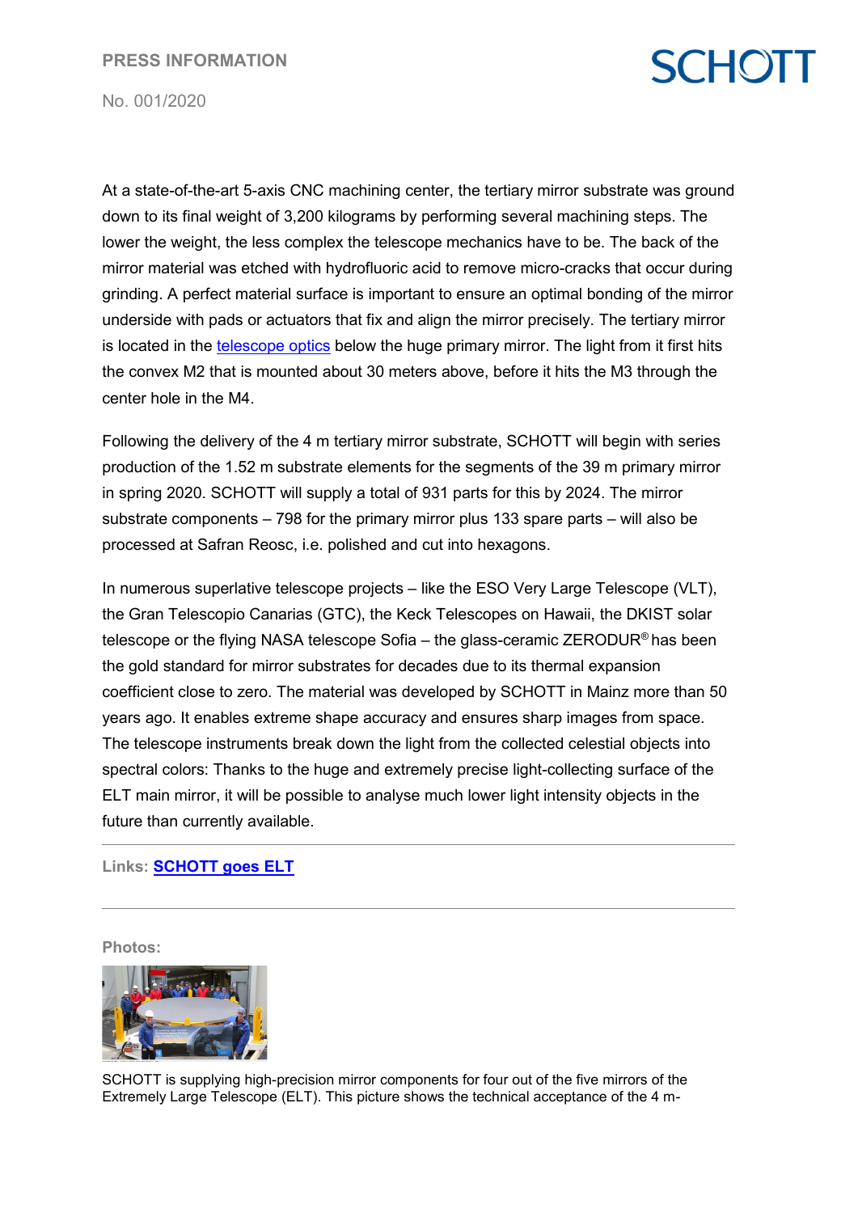At a state-of-the-art 5-axis CNC machining center, the tertiary mirror substrate was ground down to its final weight of 3,200 kilograms by performing several machining steps. The lower the weight, the less complex the telescope mechanics have to be. The back of the mirror material was etched with hydrofluoric acid to remove micro-cracks that occur during grinding. A perfect material surface is important to ensure an optimal bonding of the mirror underside with pads or actuators that fix and align the mirror precisely. The tertiary mirror is located in the telescope optics below the huge primary mirror. The light from it first hits the convex M2 that is mounted about 30 meters above, before it hits the M3 through the center hole in the M4.

Following the delivery of the 4 m tertiary mirror substrate, SCHOTT will begin with series production of the 1.52 m substrate elements for the segments of the 39 m primary mirror in spring 2020. SCHOTT will supply a total of 931 parts for this by 2024. The mirror substrate components – 798 for the primary mirror plus 133 spare parts – will also be processed at Safran Reosc, i.e. polished and cut into hexagons.

In numerous superlative telescope projects – like the ESO Very Large Telescope (VLT), the Gran Telescopio Canarias (GTC), the Keck Telescopes on Hawaii, the DKIST solar telescope or the flying NASA telescope Sofia – the glass-ceramic ZERODUR® has been the gold standard for mirror substrates for decades due to its thermal expansion coefficient close to zero. The material was developed by SCHOTT in Mainz more than 50 years ago. It enables extreme shape accuracy and ensures sharp images from space. The telescope instruments break down the light from the collected celestial objects into spectral colors: Thanks to the huge and extremely precise light-collecting surface of the ELT main mirror, it will be possible to analyse much lower light intensity objects in the future than currently available.

---

**Links:** **SCHOTT goes ELT**

---

**Photos:**

SCHOTT is supplying high-precision mirror components for four out of the five mirrors of the Extremely Large Telescope (ELT). This picture shows the technical acceptance of the 4 m-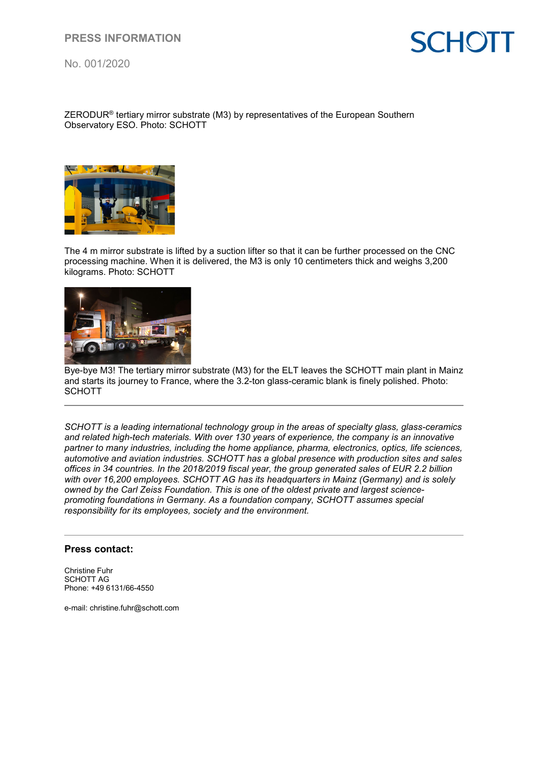ZERODUR® tertiary mirror substrate (M3) by representatives of the European Southern Observatory ESO. Photo: SCHOTT

The 4 m mirror substrate is lifted by a suction lifter so that it can be further processed on the CNC processing machine. When it is delivered, the M3 is only 10 centimeters thick and weighs 3,200 kilograms. Photo: SCHOTT

Bye-bye M3! The tertiary mirror substrate (M3) for the ELT leaves the SCHOTT main plant in Mainz and starts its journey to France, where the 3.2-ton glass-ceramic blank is finely polished. Photo: SCHOTT

---

*SCHOTT is a leading international technology group in the areas of specialty glass, glass-ceramics and related high-tech materials. With over 130 years of experience, the company is an innovative partner to many industries, including the home appliance, pharma, electronics, optics, life sciences, automotive and aviation industries. SCHOTT has a global presence with production sites and sales offices in 34 countries. In the 2018/2019 fiscal year, the group generated sales of EUR 2.2 billion with over 16,200 employees. SCHOTT AG has its headquarters in Mainz (Germany) and is solely owned by the Carl Zeiss Foundation. This is one of the oldest private and largest science-promoting foundations in Germany. As a foundation company, SCHOTT assumes special responsibility for its employees, society and the environment.*

---

**Press contact:**

Christine Fuhr
SCHOTT AG
Phone: +49 6131/66-4550

e-mail: christine.fuhr@schott.com